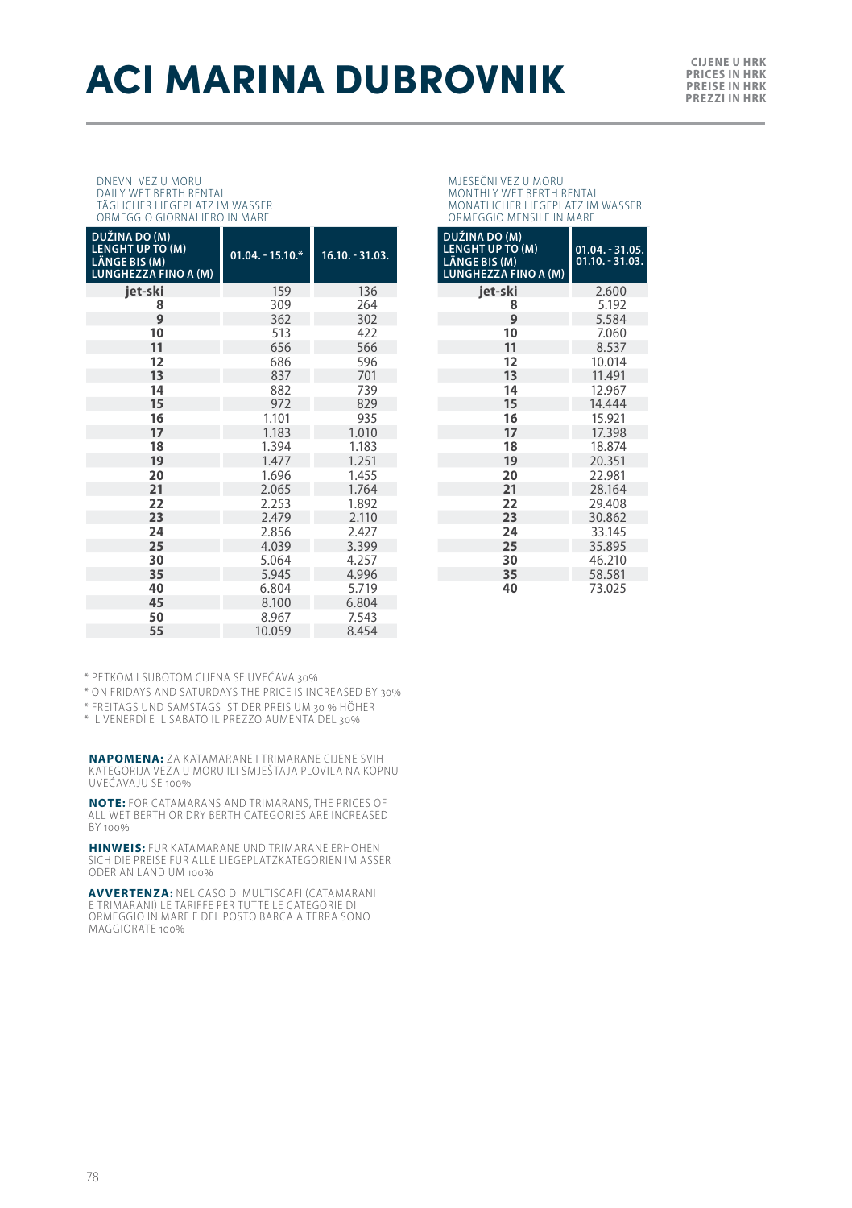# ACI MARINA DUBROVNIK

CIJENE U HRK
PRICES IN HRK
PREISE IN HRK
PREZZI IN HRK

DNEVNI VEZ U MORU
DAILY WET BERTH RENTAL
TÄGLICHER LIEGEPLATZ IM WASSER
ORMEGGIO GIORNALIERO IN MARE

| DUŽINA DO (M) LENGHT UP TO (M) LÄNGE BIS (M) LUNGHEZZA FINO A (M) | 01.04. - 15.10.* | 16.10. - 31.03. |
|---|---|---|
| jet-ski | 159 | 136 |
| 8 | 309 | 264 |
| 9 | 362 | 302 |
| 10 | 513 | 422 |
| 11 | 656 | 566 |
| 12 | 686 | 596 |
| 13 | 837 | 701 |
| 14 | 882 | 739 |
| 15 | 972 | 829 |
| 16 | 1.101 | 935 |
| 17 | 1.183 | 1.010 |
| 18 | 1.394 | 1.183 |
| 19 | 1.477 | 1.251 |
| 20 | 1.696 | 1.455 |
| 21 | 2.065 | 1.764 |
| 22 | 2.253 | 1.892 |
| 23 | 2.479 | 2.110 |
| 24 | 2.856 | 2.427 |
| 25 | 4.039 | 3.399 |
| 30 | 5.064 | 4.257 |
| 35 | 5.945 | 4.996 |
| 40 | 6.804 | 5.719 |
| 45 | 8.100 | 6.804 |
| 50 | 8.967 | 7.543 |
| 55 | 10.059 | 8.454 |

MJESEČNI VEZ U MORU
MONTHLY WET BERTH RENTAL
MONATLICHER LIEGEPLATZ IM WASSER
ORMEGGIO MENSILE IN MARE

| DUŽINA DO (M) LENGHT UP TO (M) LÄNGE BIS (M) LUNGHEZZA FINO A (M) | 01.04. - 31.05. 01.10. - 31.03. |
|---|---|
| jet-ski | 2.600 |
| 8 | 5.192 |
| 9 | 5.584 |
| 10 | 7.060 |
| 11 | 8.537 |
| 12 | 10.014 |
| 13 | 11.491 |
| 14 | 12.967 |
| 15 | 14.444 |
| 16 | 15.921 |
| 17 | 17.398 |
| 18 | 18.874 |
| 19 | 20.351 |
| 20 | 22.981 |
| 21 | 28.164 |
| 22 | 29.408 |
| 23 | 30.862 |
| 24 | 33.145 |
| 25 | 35.895 |
| 30 | 46.210 |
| 35 | 58.581 |
| 40 | 73.025 |

* PETKOM I SUBOTOM CIJENA SE UVEĆAVA 30%
* ON FRIDAYS AND SATURDAYS THE PRICE IS INCREASED BY 30%
* FREITAGS UND SAMSTAGS IST DER PREIS UM 30 % HÖHER
* IL VENERDÌ E IL SABATO IL PREZZO AUMENTA DEL 30%

**NAPOMENA:** ZA KATAMARANE I TRIMARANE CIJENE SVIH KATEGORIJA VEZA U MORU ILI SMJEŠTAJA PLOVILA NA KOPNU UVEĆAVAJU SE 100%

**NOTE:** FOR CATAMARANS AND TRIMARANS, THE PRICES OF ALL WET BERTH OR DRY BERTH CATEGORIES ARE INCREASED BY 100%

**HINWEIS:** FUR KATAMARANE UND TRIMARANE ERHOHEN SICH DIE PREISE FUR ALLE LIEGEPLATZKATEGORIEN IM ASSER ODER AN LAND UM 100%

**AVVERTENZA:** NEL CASO DI MULTISCAFI (CATAMARANI E TRIMARANI) LE TARIFFE PER TUTTE LE CATEGORIE DI ORMEGGIO IN MARE E DEL POSTO BARCA A TERRA SONO MAGGIORATE 100%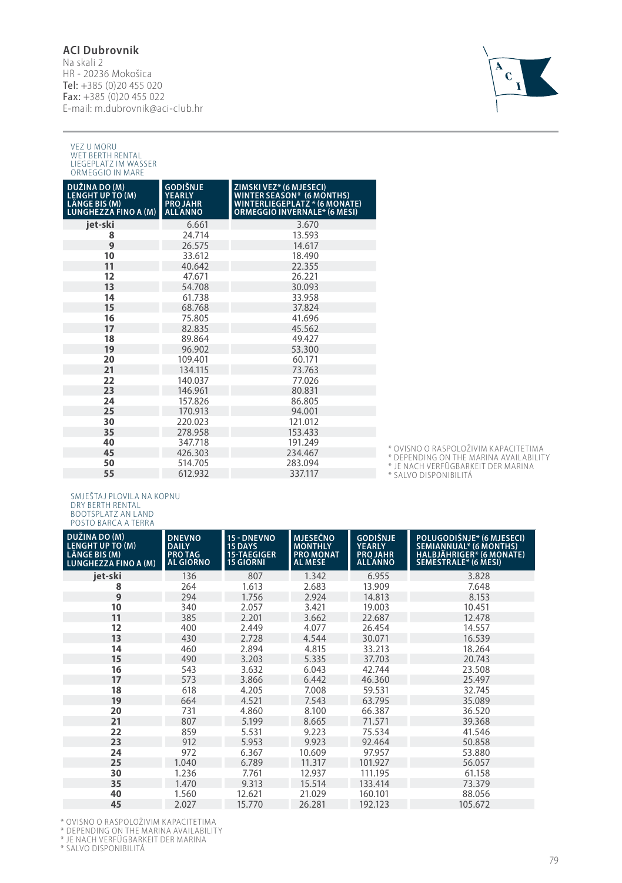## ACI Dubrovnik

Na skali 2
HR - 20236 Mokošica
**Tel:** +385 (0)20 455 020
**Fax:** +385 (0)20 455 022
E-mail: m.dubrovnik@aci-club.hr

VEZ U MORU
WET BERTH RENTAL
LIEGEPLATZ IM WASSER
ORMEGGIO IN MARE

| DUŽINA DO (M) LENGHT UP TO (M) LÄNGE BIS (M) LUNGHEZZA FINO A (M) | GODIŠNJE YEARLY PRO JAHR ALL'ANNO | ZIMSKI VEZ* (6 MJESECI) WINTER SEASON* (6 MONTHS) WINTERLIEGEPLATZ * (6 MONATE) ORMEGGIO INVERNALE* (6 MESI) |
|---|---|---|
| **jet-ski** | 6.661 | 3.670 |
| **8** | 24.714 | 13.593 |
| **9** | 26.575 | 14.617 |
| **10** | 33.612 | 18.490 |
| **11** | 40.642 | 22.355 |
| **12** | 47.671 | 26.221 |
| **13** | 54.708 | 30.093 |
| **14** | 61.738 | 33.958 |
| **15** | 68.768 | 37.824 |
| **16** | 75.805 | 41.696 |
| **17** | 82.835 | 45.562 |
| **18** | 89.864 | 49.427 |
| **19** | 96.902 | 53.300 |
| **20** | 109.401 | 60.171 |
| **21** | 134.115 | 73.763 |
| **22** | 140.037 | 77.026 |
| **23** | 146.961 | 80.831 |
| **24** | 157.826 | 86.805 |
| **25** | 170.913 | 94.001 |
| **30** | 220.023 | 121.012 |
| **35** | 278.958 | 153.433 |
| **40** | 347.718 | 191.249 |
| **45** | 426.303 | 234.467 |
| **50** | 514.705 | 283.094 |
| **55** | 612.932 | 337.117 |

\* OVISNO O RASPOLOŽIVIM KAPACITETIMA
\* DEPENDING ON THE MARINA AVAILABILITY
\* JE NACH VERFÜGBARKEIT DER MARINA
\* SALVO DISPONIBILITÀ

SMJEŠTAJ PLOVILA NA KOPNU
DRY BERTH RENTAL
BOOTSPLATZ AN LAND
POSTO BARCA A TERRA

| DUŽINA DO (M) LENGHT UP TO (M) LÄNGE BIS (M) LUNGHEZZA FINO A (M) | DNEVNO DAILY PRO TAG AL GIORNO | 15 - DNEVNO 15 DAYS 15-TAEGIGER 15 GIORNI | MJESEČNO MONTHLY PRO MONAT AL MESE | GODIŠNJE YEARLY PRO JAHR ALL'ANNO | POLUGODIŠNJE* (6 MJESECI) SEMIANNUAL* (6 MONTHS) HALBJÄHRIGER* (6 MONATE) SEMESTRALE* (6 MESI) |
|---|---|---|---|---|---|
| **jet-ski** | 136 | 807 | 1.342 | 6.955 | 3.828 |
| **8** | 264 | 1.613 | 2.683 | 13.909 | 7.648 |
| **9** | 294 | 1.756 | 2.924 | 14.813 | 8.153 |
| **10** | 340 | 2.057 | 3.421 | 19.003 | 10.451 |
| **11** | 385 | 2.201 | 3.662 | 22.687 | 12.478 |
| **12** | 400 | 2.449 | 4.077 | 26.454 | 14.557 |
| **13** | 430 | 2.728 | 4.544 | 30.071 | 16.539 |
| **14** | 460 | 2.894 | 4.815 | 33.213 | 18.264 |
| **15** | 490 | 3.203 | 5.335 | 37.703 | 20.743 |
| **16** | 543 | 3.632 | 6.043 | 42.744 | 23.508 |
| **17** | 573 | 3.866 | 6.442 | 46.360 | 25.497 |
| **18** | 618 | 4.205 | 7.008 | 59.531 | 32.745 |
| **19** | 664 | 4.521 | 7.543 | 63.795 | 35.089 |
| **20** | 731 | 4.860 | 8.100 | 66.387 | 36.520 |
| **21** | 807 | 5.199 | 8.665 | 71.571 | 39.368 |
| **22** | 859 | 5.531 | 9.223 | 75.534 | 41.546 |
| **23** | 912 | 5.953 | 9.923 | 92.464 | 50.858 |
| **24** | 972 | 6.367 | 10.609 | 97.957 | 53.880 |
| **25** | 1.040 | 6.789 | 11.317 | 101.927 | 56.057 |
| **30** | 1.236 | 7.761 | 12.937 | 111.195 | 61.158 |
| **35** | 1.470 | 9.313 | 15.514 | 133.414 | 73.379 |
| **40** | 1.560 | 12.621 | 21.029 | 160.101 | 88.056 |
| **45** | 2.027 | 15.770 | 26.281 | 192.123 | 105.672 |

\* OVISNO O RASPOLOŽIVIM KAPACITETIMA
\* DEPENDING ON THE MARINA AVAILABILITY
\* JE NACH VERFÜGBARKEIT DER MARINA
\* SALVO DISPONIBILITÀ